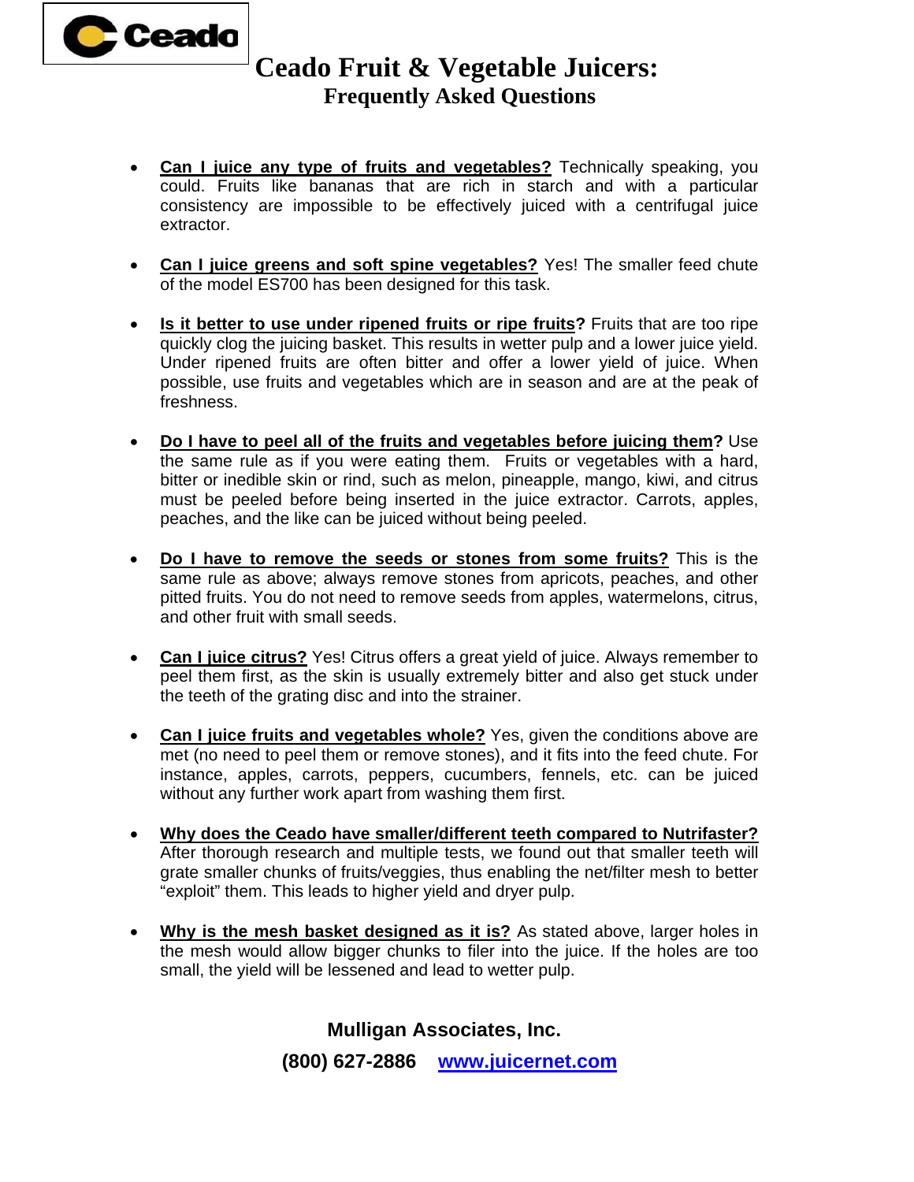Ceado

# Ceado Fruit & Vegetable Juicers:
## Frequently Asked Questions

- **Can I juice any type of fruits and vegetables?** Technically speaking, you could. Fruits like bananas that are rich in starch and with a particular consistency are impossible to be effectively juiced with a centrifugal juice extractor.

- **Can I juice greens and soft spine vegetables?** Yes! The smaller feed chute of the model ES700 has been designed for this task.

- **Is it better to use under ripened fruits or ripe fruits?** Fruits that are too ripe quickly clog the juicing basket. This results in wetter pulp and a lower juice yield. Under ripened fruits are often bitter and offer a lower yield of juice. When possible, use fruits and vegetables which are in season and are at the peak of freshness.

- **Do I have to peel all of the fruits and vegetables before juicing them?** Use the same rule as if you were eating them. Fruits or vegetables with a hard, bitter or inedible skin or rind, such as melon, pineapple, mango, kiwi, and citrus must be peeled before being inserted in the juice extractor. Carrots, apples, peaches, and the like can be juiced without being peeled.

- **Do I have to remove the seeds or stones from some fruits?** This is the same rule as above; always remove stones from apricots, peaches, and other pitted fruits. You do not need to remove seeds from apples, watermelons, citrus, and other fruit with small seeds.

- **Can I juice citrus?** Yes! Citrus offers a great yield of juice. Always remember to peel them first, as the skin is usually extremely bitter and also get stuck under the teeth of the grating disc and into the strainer.

- **Can I juice fruits and vegetables whole?** Yes, given the conditions above are met (no need to peel them or remove stones), and it fits into the feed chute. For instance, apples, carrots, peppers, cucumbers, fennels, etc. can be juiced without any further work apart from washing them first.

- **Why does the Ceado have smaller/different teeth compared to Nutrifaster?** After thorough research and multiple tests, we found out that smaller teeth will grate smaller chunks of fruits/veggies, thus enabling the net/filter mesh to better "exploit" them. This leads to higher yield and dryer pulp.

- **Why is the mesh basket designed as it is?** As stated above, larger holes in the mesh would allow bigger chunks to filer into the juice. If the holes are too small, the yield will be lessened and lead to wetter pulp.

**Mulligan Associates, Inc.**

**(800) 627-2886 [www.juicernet.com](http://www.juicernet.com)**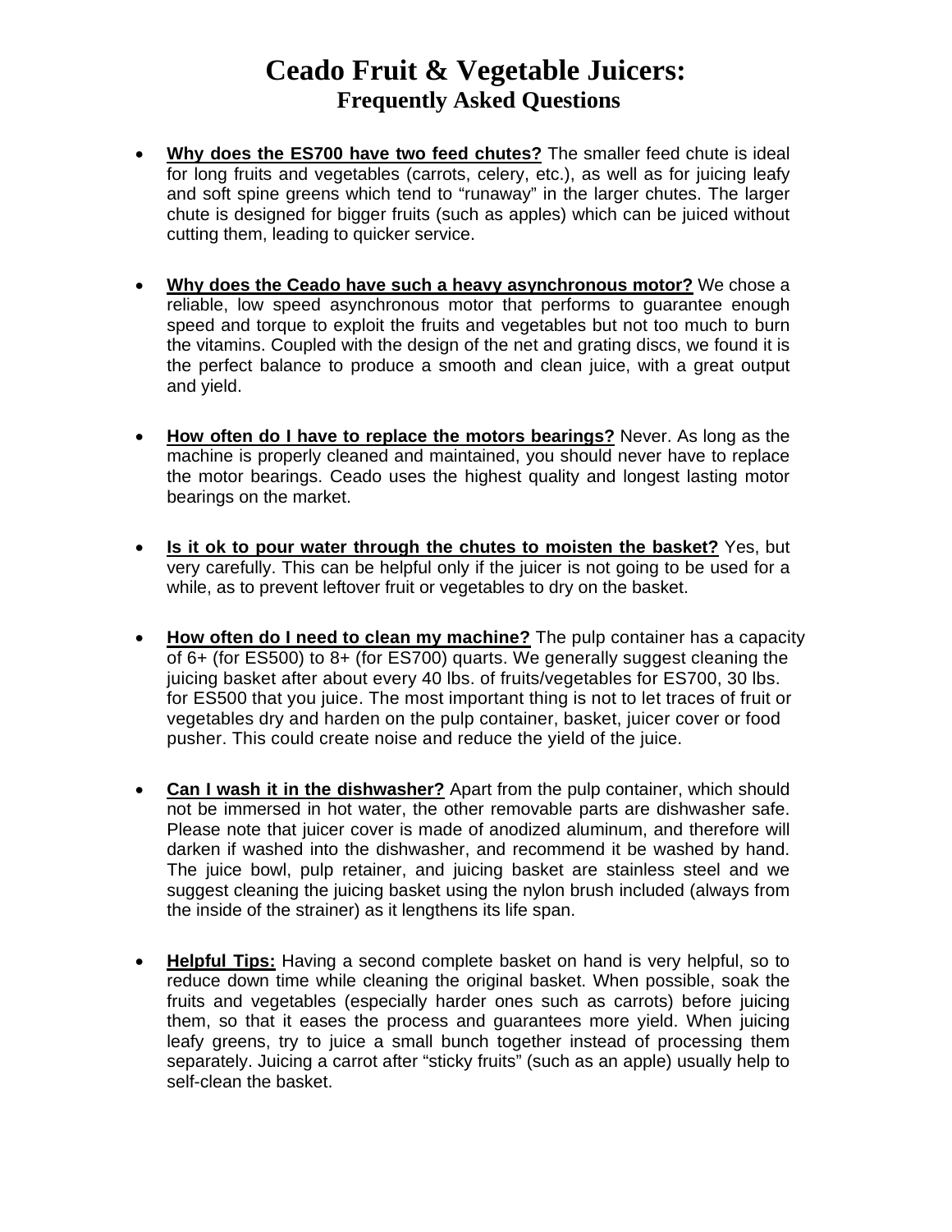# Ceado Fruit & Vegetable Juicers:

## Frequently Asked Questions

- **Why does the ES700 have two feed chutes?** The smaller feed chute is ideal for long fruits and vegetables (carrots, celery, etc.), as well as for juicing leafy and soft spine greens which tend to "runaway" in the larger chutes. The larger chute is designed for bigger fruits (such as apples) which can be juiced without cutting them, leading to quicker service.

- **Why does the Ceado have such a heavy asynchronous motor?** We chose a reliable, low speed asynchronous motor that performs to guarantee enough speed and torque to exploit the fruits and vegetables but not too much to burn the vitamins. Coupled with the design of the net and grating discs, we found it is the perfect balance to produce a smooth and clean juice, with a great output and yield.

- **How often do I have to replace the motors bearings?** Never. As long as the machine is properly cleaned and maintained, you should never have to replace the motor bearings. Ceado uses the highest quality and longest lasting motor bearings on the market.

- **Is it ok to pour water through the chutes to moisten the basket?** Yes, but very carefully. This can be helpful only if the juicer is not going to be used for a while, as to prevent leftover fruit or vegetables to dry on the basket.

- **How often do I need to clean my machine?** The pulp container has a capacity of 6+ (for ES500) to 8+ (for ES700) quarts. We generally suggest cleaning the juicing basket after about every 40 lbs. of fruits/vegetables for ES700, 30 lbs. for ES500 that you juice. The most important thing is not to let traces of fruit or vegetables dry and harden on the pulp container, basket, juicer cover or food pusher. This could create noise and reduce the yield of the juice.

- **Can I wash it in the dishwasher?** Apart from the pulp container, which should not be immersed in hot water, the other removable parts are dishwasher safe. Please note that juicer cover is made of anodized aluminum, and therefore will darken if washed into the dishwasher, and recommend it be washed by hand. The juice bowl, pulp retainer, and juicing basket are stainless steel and we suggest cleaning the juicing basket using the nylon brush included (always from the inside of the strainer) as it lengthens its life span.

- **Helpful Tips:** Having a second complete basket on hand is very helpful, so to reduce down time while cleaning the original basket. When possible, soak the fruits and vegetables (especially harder ones such as carrots) before juicing them, so that it eases the process and guarantees more yield. When juicing leafy greens, try to juice a small bunch together instead of processing them separately. Juicing a carrot after "sticky fruits" (such as an apple) usually help to self-clean the basket.